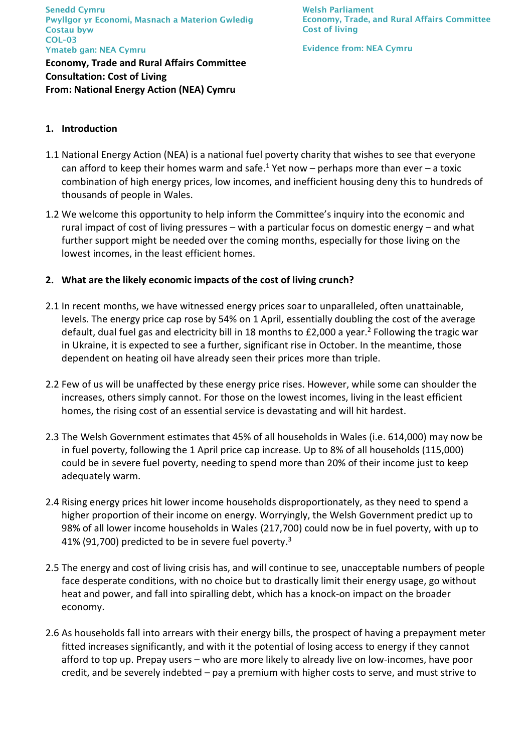Senedd Cymru
Pwyllgor yr Economi, Masnach a Materion Gwledig
Costau byw
COL-03
Ymateb gan: NEA Cymru

Welsh Parliament
Economy, Trade, and Rural Affairs Committee
Cost of living

Evidence from: NEA Cymru

**Economy, Trade and Rural Affairs Committee**
**Consultation: Cost of Living**
**From: National Energy Action (NEA) Cymru**

## 1. Introduction

1.1 National Energy Action (NEA) is a national fuel poverty charity that wishes to see that everyone can afford to keep their homes warm and safe.[1] Yet now – perhaps more than ever – a toxic combination of high energy prices, low incomes, and inefficient housing deny this to hundreds of thousands of people in Wales.

1.2 We welcome this opportunity to help inform the Committee's inquiry into the economic and rural impact of cost of living pressures – with a particular focus on domestic energy – and what further support might be needed over the coming months, especially for those living on the lowest incomes, in the least efficient homes.

## 2. What are the likely economic impacts of the cost of living crunch?

2.1 In recent months, we have witnessed energy prices soar to unparalleled, often unattainable, levels. The energy price cap rose by 54% on 1 April, essentially doubling the cost of the average default, dual fuel gas and electricity bill in 18 months to £2,000 a year.[2] Following the tragic war in Ukraine, it is expected to see a further, significant rise in October. In the meantime, those dependent on heating oil have already seen their prices more than triple.

2.2 Few of us will be unaffected by these energy price rises. However, while some can shoulder the increases, others simply cannot. For those on the lowest incomes, living in the least efficient homes, the rising cost of an essential service is devastating and will hit hardest.

2.3 The Welsh Government estimates that 45% of all households in Wales (i.e. 614,000) may now be in fuel poverty, following the 1 April price cap increase. Up to 8% of all households (115,000) could be in severe fuel poverty, needing to spend more than 20% of their income just to keep adequately warm.

2.4 Rising energy prices hit lower income households disproportionately, as they need to spend a higher proportion of their income on energy. Worryingly, the Welsh Government predict up to 98% of all lower income households in Wales (217,700) could now be in fuel poverty, with up to 41% (91,700) predicted to be in severe fuel poverty.[3]

2.5 The energy and cost of living crisis has, and will continue to see, unacceptable numbers of people face desperate conditions, with no choice but to drastically limit their energy usage, go without heat and power, and fall into spiralling debt, which has a knock-on impact on the broader economy.

2.6 As households fall into arrears with their energy bills, the prospect of having a prepayment meter fitted increases significantly, and with it the potential of losing access to energy if they cannot afford to top up. Prepay users – who are more likely to already live on low-incomes, have poor credit, and be severely indebted – pay a premium with higher costs to serve, and must strive to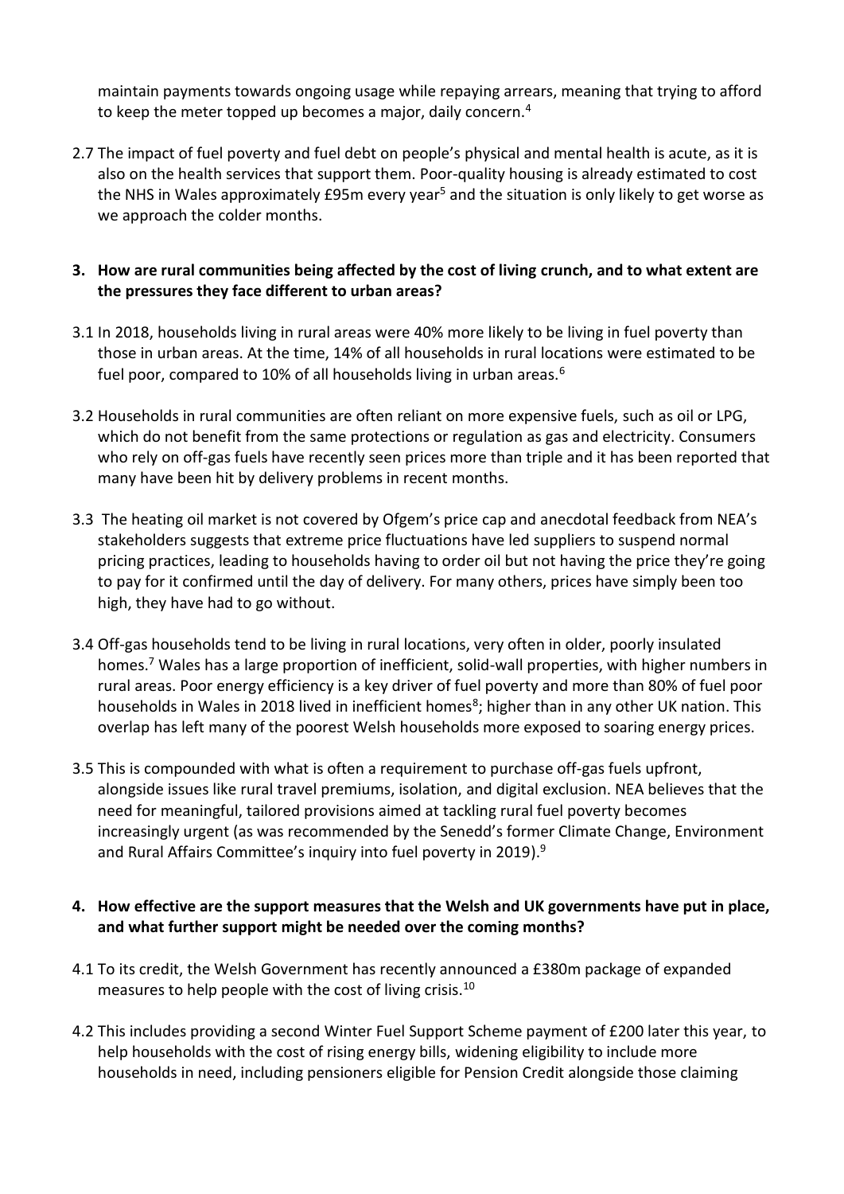maintain payments towards ongoing usage while repaying arrears, meaning that trying to afford to keep the meter topped up becomes a major, daily concern.[4]

2.7 The impact of fuel poverty and fuel debt on people's physical and mental health is acute, as it is also on the health services that support them. Poor-quality housing is already estimated to cost the NHS in Wales approximately £95m every year[5] and the situation is only likely to get worse as we approach the colder months.

**3. How are rural communities being affected by the cost of living crunch, and to what extent are the pressures they face different to urban areas?**

3.1 In 2018, households living in rural areas were 40% more likely to be living in fuel poverty than those in urban areas. At the time, 14% of all households in rural locations were estimated to be fuel poor, compared to 10% of all households living in urban areas.[6]

3.2 Households in rural communities are often reliant on more expensive fuels, such as oil or LPG, which do not benefit from the same protections or regulation as gas and electricity. Consumers who rely on off-gas fuels have recently seen prices more than triple and it has been reported that many have been hit by delivery problems in recent months.

3.3 The heating oil market is not covered by Ofgem's price cap and anecdotal feedback from NEA's stakeholders suggests that extreme price fluctuations have led suppliers to suspend normal pricing practices, leading to households having to order oil but not having the price they're going to pay for it confirmed until the day of delivery. For many others, prices have simply been too high, they have had to go without.

3.4 Off-gas households tend to be living in rural locations, very often in older, poorly insulated homes.[7] Wales has a large proportion of inefficient, solid-wall properties, with higher numbers in rural areas. Poor energy efficiency is a key driver of fuel poverty and more than 80% of fuel poor households in Wales in 2018 lived in inefficient homes[8]; higher than in any other UK nation. This overlap has left many of the poorest Welsh households more exposed to soaring energy prices.

3.5 This is compounded with what is often a requirement to purchase off-gas fuels upfront, alongside issues like rural travel premiums, isolation, and digital exclusion. NEA believes that the need for meaningful, tailored provisions aimed at tackling rural fuel poverty becomes increasingly urgent (as was recommended by the Senedd's former Climate Change, Environment and Rural Affairs Committee's inquiry into fuel poverty in 2019).[9]

**4. How effective are the support measures that the Welsh and UK governments have put in place, and what further support might be needed over the coming months?**

4.1 To its credit, the Welsh Government has recently announced a £380m package of expanded measures to help people with the cost of living crisis.[10]

4.2 This includes providing a second Winter Fuel Support Scheme payment of £200 later this year, to help households with the cost of rising energy bills, widening eligibility to include more households in need, including pensioners eligible for Pension Credit alongside those claiming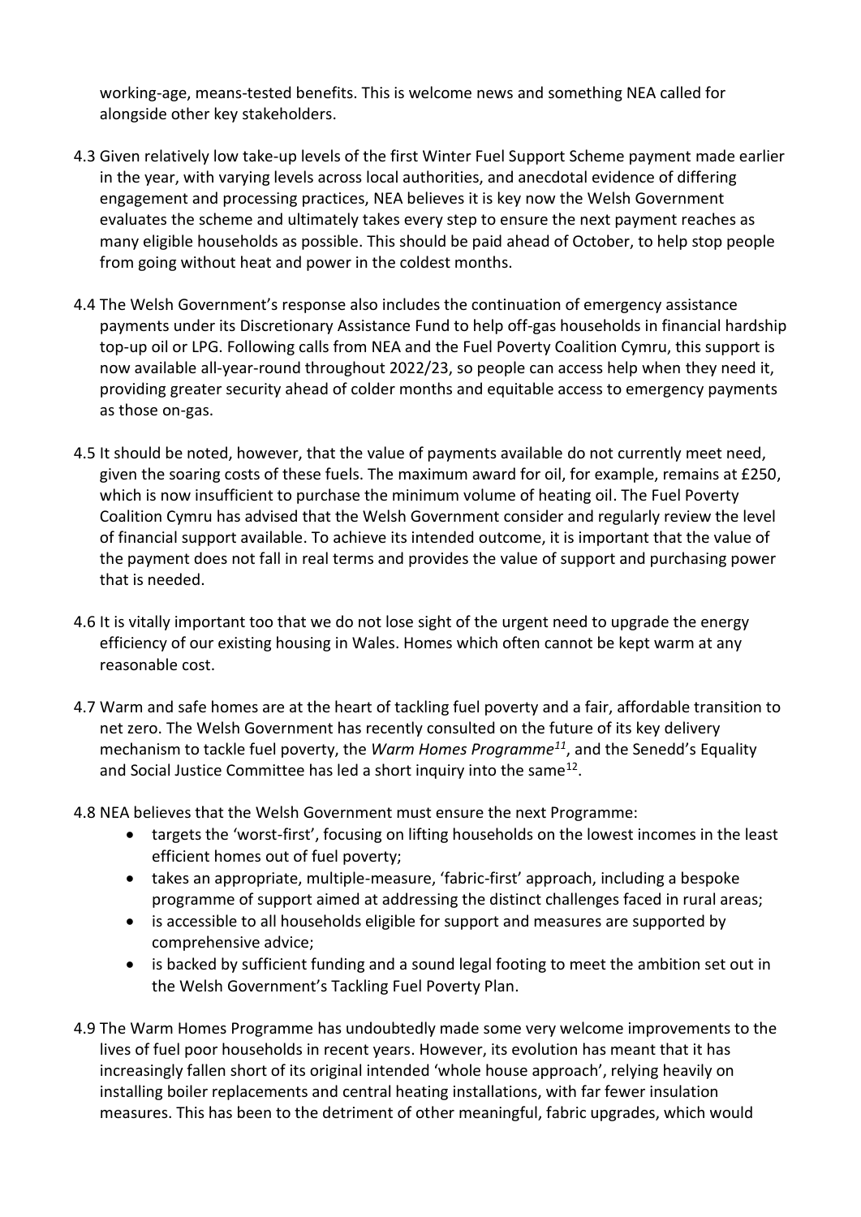working-age, means-tested benefits. This is welcome news and something NEA called for alongside other key stakeholders.

4.3 Given relatively low take-up levels of the first Winter Fuel Support Scheme payment made earlier in the year, with varying levels across local authorities, and anecdotal evidence of differing engagement and processing practices, NEA believes it is key now the Welsh Government evaluates the scheme and ultimately takes every step to ensure the next payment reaches as many eligible households as possible. This should be paid ahead of October, to help stop people from going without heat and power in the coldest months.

4.4 The Welsh Government's response also includes the continuation of emergency assistance payments under its Discretionary Assistance Fund to help off-gas households in financial hardship top-up oil or LPG. Following calls from NEA and the Fuel Poverty Coalition Cymru, this support is now available all-year-round throughout 2022/23, so people can access help when they need it, providing greater security ahead of colder months and equitable access to emergency payments as those on-gas.

4.5 It should be noted, however, that the value of payments available do not currently meet need, given the soaring costs of these fuels. The maximum award for oil, for example, remains at £250, which is now insufficient to purchase the minimum volume of heating oil. The Fuel Poverty Coalition Cymru has advised that the Welsh Government consider and regularly review the level of financial support available. To achieve its intended outcome, it is important that the value of the payment does not fall in real terms and provides the value of support and purchasing power that is needed.

4.6 It is vitally important too that we do not lose sight of the urgent need to upgrade the energy efficiency of our existing housing in Wales. Homes which often cannot be kept warm at any reasonable cost.

4.7 Warm and safe homes are at the heart of tackling fuel poverty and a fair, affordable transition to net zero. The Welsh Government has recently consulted on the future of its key delivery mechanism to tackle fuel poverty, the *Warm Homes Programme*[11], and the Senedd's Equality and Social Justice Committee has led a short inquiry into the same[12].

4.8 NEA believes that the Welsh Government must ensure the next Programme:

- targets the 'worst-first', focusing on lifting households on the lowest incomes in the least efficient homes out of fuel poverty;
- takes an appropriate, multiple-measure, 'fabric-first' approach, including a bespoke programme of support aimed at addressing the distinct challenges faced in rural areas;
- is accessible to all households eligible for support and measures are supported by comprehensive advice;
- is backed by sufficient funding and a sound legal footing to meet the ambition set out in the Welsh Government's Tackling Fuel Poverty Plan.

4.9 The Warm Homes Programme has undoubtedly made some very welcome improvements to the lives of fuel poor households in recent years. However, its evolution has meant that it has increasingly fallen short of its original intended 'whole house approach', relying heavily on installing boiler replacements and central heating installations, with far fewer insulation measures. This has been to the detriment of other meaningful, fabric upgrades, which would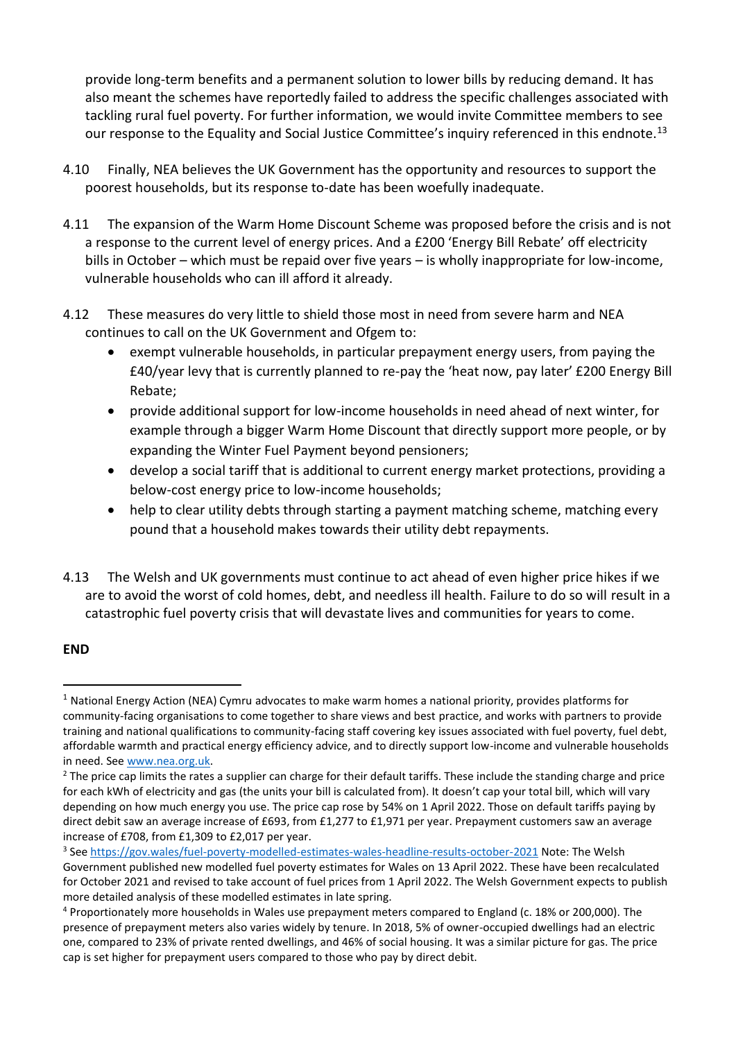provide long-term benefits and a permanent solution to lower bills by reducing demand. It has also meant the schemes have reportedly failed to address the specific challenges associated with tackling rural fuel poverty. For further information, we would invite Committee members to see our response to the Equality and Social Justice Committee's inquiry referenced in this endnote.[13]

4.10 Finally, NEA believes the UK Government has the opportunity and resources to support the poorest households, but its response to-date has been woefully inadequate.

4.11 The expansion of the Warm Home Discount Scheme was proposed before the crisis and is not a response to the current level of energy prices. And a £200 'Energy Bill Rebate' off electricity bills in October – which must be repaid over five years – is wholly inappropriate for low-income, vulnerable households who can ill afford it already.

4.12 These measures do very little to shield those most in need from severe harm and NEA continues to call on the UK Government and Ofgem to:

- exempt vulnerable households, in particular prepayment energy users, from paying the £40/year levy that is currently planned to re-pay the 'heat now, pay later' £200 Energy Bill Rebate;
- provide additional support for low-income households in need ahead of next winter, for example through a bigger Warm Home Discount that directly support more people, or by expanding the Winter Fuel Payment beyond pensioners;
- develop a social tariff that is additional to current energy market protections, providing a below-cost energy price to low-income households;
- help to clear utility debts through starting a payment matching scheme, matching every pound that a household makes towards their utility debt repayments.

4.13 The Welsh and UK governments must continue to act ahead of even higher price hikes if we are to avoid the worst of cold homes, debt, and needless ill health. Failure to do so will result in a catastrophic fuel poverty crisis that will devastate lives and communities for years to come.

**END**

---

[1] National Energy Action (NEA) Cymru advocates to make warm homes a national priority, provides platforms for community-facing organisations to come together to share views and best practice, and works with partners to provide training and national qualifications to community-facing staff covering key issues associated with fuel poverty, fuel debt, affordable warmth and practical energy efficiency advice, and to directly support low-income and vulnerable households in need. See www.nea.org.uk.

[2] The price cap limits the rates a supplier can charge for their default tariffs. These include the standing charge and price for each kWh of electricity and gas (the units your bill is calculated from). It doesn't cap your total bill, which will vary depending on how much energy you use. The price cap rose by 54% on 1 April 2022. Those on default tariffs paying by direct debit saw an average increase of £693, from £1,277 to £1,971 per year. Prepayment customers saw an average increase of £708, from £1,309 to £2,017 per year.

[3] See https://gov.wales/fuel-poverty-modelled-estimates-wales-headline-results-october-2021 Note: The Welsh Government published new modelled fuel poverty estimates for Wales on 13 April 2022. These have been recalculated for October 2021 and revised to take account of fuel prices from 1 April 2022. The Welsh Government expects to publish more detailed analysis of these modelled estimates in late spring.

[4] Proportionately more households in Wales use prepayment meters compared to England (c. 18% or 200,000). The presence of prepayment meters also varies widely by tenure. In 2018, 5% of owner-occupied dwellings had an electric one, compared to 23% of private rented dwellings, and 46% of social housing. It was a similar picture for gas. The price cap is set higher for prepayment users compared to those who pay by direct debit.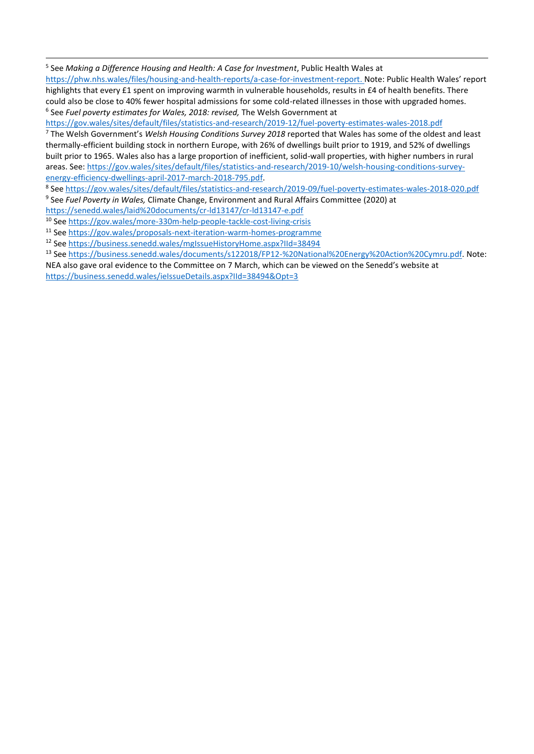[5] See *Making a Difference Housing and Health: A Case for Investment*, Public Health Wales at https://phw.nhs.wales/files/housing-and-health-reports/a-case-for-investment-report. Note: Public Health Wales' report highlights that every £1 spent on improving warmth in vulnerable households, results in £4 of health benefits. There could also be close to 40% fewer hospital admissions for some cold-related illnesses in those with upgraded homes.

[6] See *Fuel poverty estimates for Wales, 2018: revised,* The Welsh Government at https://gov.wales/sites/default/files/statistics-and-research/2019-12/fuel-poverty-estimates-wales-2018.pdf

[7] The Welsh Government's *Welsh Housing Conditions Survey 2018* reported that Wales has some of the oldest and least thermally-efficient building stock in northern Europe, with 26% of dwellings built prior to 1919, and 52% of dwellings built prior to 1965. Wales also has a large proportion of inefficient, solid-wall properties, with higher numbers in rural areas. See: https://gov.wales/sites/default/files/statistics-and-research/2019-10/welsh-housing-conditions-survey-energy-efficiency-dwellings-april-2017-march-2018-795.pdf.

[8] See https://gov.wales/sites/default/files/statistics-and-research/2019-09/fuel-poverty-estimates-wales-2018-020.pdf

[9] See *Fuel Poverty in Wales,* Climate Change, Environment and Rural Affairs Committee (2020) at https://senedd.wales/laid%20documents/cr-ld13147/cr-ld13147-e.pdf

[10] See https://gov.wales/more-330m-help-people-tackle-cost-living-crisis

[11] See https://gov.wales/proposals-next-iteration-warm-homes-programme

[12] See https://business.senedd.wales/mgIssueHistoryHome.aspx?IId=38494

[13] See https://business.senedd.wales/documents/s122018/FP12-%20National%20Energy%20Action%20Cymru.pdf. Note: NEA also gave oral evidence to the Committee on 7 March, which can be viewed on the Senedd's website at https://business.senedd.wales/ieIssueDetails.aspx?IId=38494&Opt=3